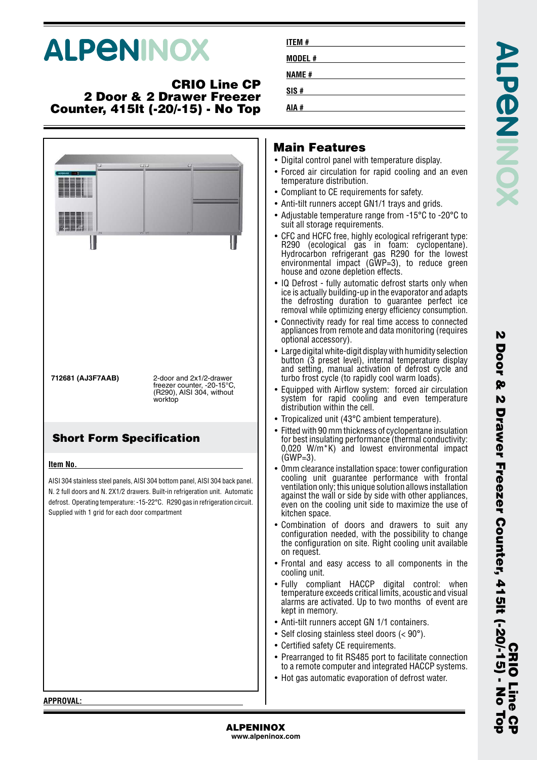# ALPENINOX

## CRIO Line CP
## 2 Door & 2 Drawer Freezer Counter, 415lt (-20/-15) - No Top

**ITEM #**

**MODEL #**

**NAME #**

**SIS #**

**AIA #**

| | |
|---|---|
| **712681 (AJ3F7AAB)** | 2-door and 2x1/2-drawer freezer counter, -20-15°C, (R290), AISI 304, without worktop |

## Short Form Specification

**Item No.**

AISI 304 stainless steel panels, AISI 304 bottom panel, AISI 304 back panel. N. 2 full doors and N. 2X1/2 drawers. Built-in refrigeration unit. Automatic defrost. Operating temperature: -15-22°C. R290 gas in refrigeration circuit. Supplied with 1 grid for each door compartment

## Main Features

- Digital control panel with temperature display.
- Forced air circulation for rapid cooling and an even temperature distribution.
- Compliant to CE requirements for safety.
- Anti-tilt runners accept GN1/1 trays and grids.
- Adjustable temperature range from -15°C to -20°C to suit all storage requirements.
- CFC and HCFC free, highly ecological refrigerant type: R290 (ecological gas in foam: cyclopentane). Hydrocarbon refrigerant gas R290 for the lowest environmental impact (GWP=3), to reduce green house and ozone depletion effects.
- IQ Defrost - fully automatic defrost starts only when ice is actually building-up in the evaporator and adapts the defrosting duration to guarantee perfect ice removal while optimizing energy efficiency consumption.
- Connectivity ready for real time access to connected appliances from remote and data monitoring (requires optional accessory).
- Large digital white-digit display with humidity selection button (3 preset level), internal temperature display and setting, manual activation of defrost cycle and turbo frost cycle (to rapidly cool warm loads).
- Equipped with Airflow system: forced air circulation system for rapid cooling and even temperature distribution within the cell.
- Tropicalized unit (43°C ambient temperature).
- Fitted with 90 mm thickness of cyclopentane insulation for best insulating performance (thermal conductivity: 0,020 W/m*K) and lowest environmental impact (GWP=3).
- 0mm clearance installation space: tower configuration cooling unit guarantee performance with frontal ventilation only; this unique solution allows installation against the wall or side by side with other appliances, even on the cooling unit side to maximize the use of kitchen space.
- Combination of doors and drawers to suit any configuration needed, with the possibility to change the configuration on site. Right cooling unit available on request.
- Frontal and easy access to all components in the cooling unit.
- Fully compliant HACCP digital control: when temperature exceeds critical limits, acoustic and visual alarms are activated. Up to two months of event are kept in memory.
- Anti-tilt runners accept GN 1/1 containers.
- Self closing stainless steel doors (< 90°).
- Certified safety CE requirements.
- Prearranged to fit RS485 port to facilitate connection to a remote computer and integrated HACCP systems.
- Hot gas automatic evaporation of defrost water.

**APPROVAL:**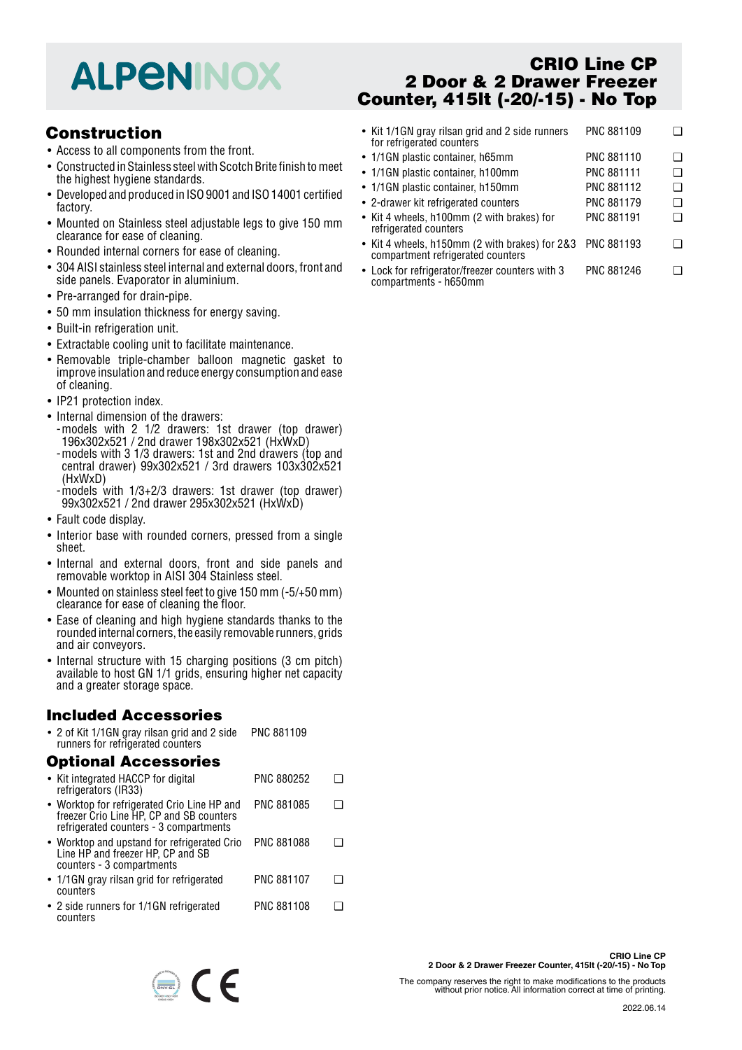# ALPENINOX

## CRIO Line CP 2 Door & 2 Drawer Freezer Counter, 415lt (-20/-15) - No Top

## Construction

- Access to all components from the front.
- Constructed in Stainless steel with Scotch Brite finish to meet the highest hygiene standards.
- Developed and produced in ISO 9001 and ISO 14001 certified factory.
- Mounted on Stainless steel adjustable legs to give 150 mm clearance for ease of cleaning.
- Rounded internal corners for ease of cleaning.
- 304 AISI stainless steel internal and external doors, front and side panels. Evaporator in aluminium.
- Pre-arranged for drain-pipe.
- 50 mm insulation thickness for energy saving.
- Built-in refrigeration unit.
- Extractable cooling unit to facilitate maintenance.
- Removable triple-chamber balloon magnetic gasket to improve insulation and reduce energy consumption and ease of cleaning.
- IP21 protection index.
- Internal dimension of the drawers:
  - models with 2 1/2 drawers: 1st drawer (top drawer) 196x302x521 / 2nd drawer 198x302x521 (HxWxD)
  - models with 3 1/3 drawers: 1st and 2nd drawers (top and central drawer) 99x302x521 / 3rd drawers 103x302x521 (HxWxD)
  - models with 1/3+2/3 drawers: 1st drawer (top drawer) 99x302x521 / 2nd drawer 295x302x521 (HxWxD)
- Fault code display.
- Interior base with rounded corners, pressed from a single sheet.
- Internal and external doors, front and side panels and removable worktop in AISI 304 Stainless steel.
- Mounted on stainless steel feet to give 150 mm (-5/+50 mm) clearance for ease of cleaning the floor.
- Ease of cleaning and high hygiene standards thanks to the rounded internal corners, the easily removable runners, grids and air conveyors.
- Internal structure with 15 charging positions (3 cm pitch) available to host GN 1/1 grids, ensuring higher net capacity and a greater storage space.

## Included Accessories

- 2 of Kit 1/1GN gray rilsan grid and 2 side runners for refrigerated counters — PNC 881109

## Optional Accessories

- Kit integrated HACCP for digital refrigerators (IR33) — PNC 880252 ❑
- Worktop for refrigerated Crio Line HP and freezer Crio Line HP, CP and SB counters refrigerated counters - 3 compartments — PNC 881085 ❑
- Worktop and upstand for refrigerated Crio Line HP and freezer HP, CP and SB counters - 3 compartments — PNC 881088 ❑
- 1/1GN gray rilsan grid for refrigerated counters — PNC 881107 ❑
- 2 side runners for 1/1GN refrigerated counters — PNC 881108 ❑
- Kit 1/1GN gray rilsan grid and 2 side runners for refrigerated counters — PNC 881109 ❑
- 1/1GN plastic container, h65mm — PNC 881110 ❑
- 1/1GN plastic container, h100mm — PNC 881111 ❑
- 1/1GN plastic container, h150mm — PNC 881112 ❑
- 2-drawer kit refrigerated counters — PNC 881179 ❑
- Kit 4 wheels, h100mm (2 with brakes) for refrigerated counters — PNC 881191 ❑
- Kit 4 wheels, h150mm (2 with brakes) for 2&3 compartment refrigerated counters — PNC 881193 ❑
- Lock for refrigerator/freezer counters with 3 compartments - h650mm — PNC 881246 ❑

CRIO Line CP
2 Door & 2 Drawer Freezer Counter, 415lt (-20/-15) - No Top

The company reserves the right to make modifications to the products without prior notice. All information correct at time of printing.

2022.06.14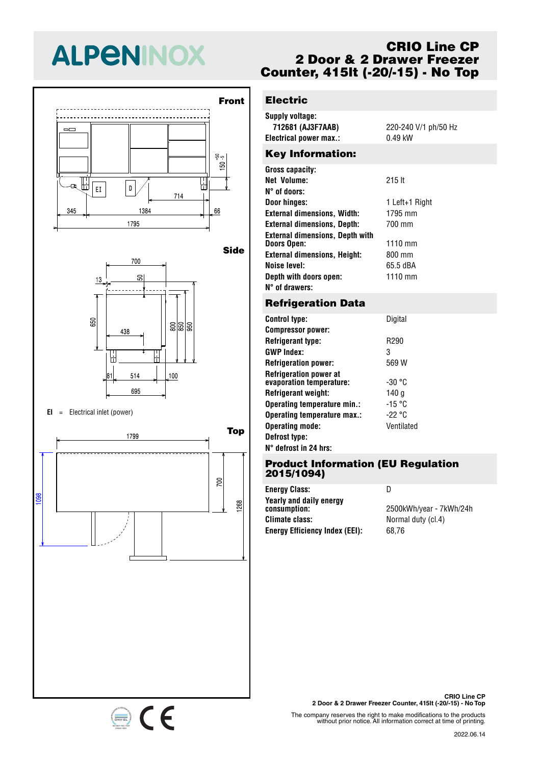# ALPENINOX

## CRIO Line CP
## 2 Door & 2 Drawer Freezer Counter, 415lt (-20/-15) - No Top

**Front**

150 +50 -5

345 | 1384 | 714 | 66

1795

EI | D

**Side**

700

13 | 50

650 | 438 | 800 | 850 | 950

81 | 514 | 100

695

**EI** = Electrical inlet (power)

**Top**

1799

1098 | 700 | 1268

### Electric

| | |
|---|---|
| **Supply voltage:** | |
| **712681 (AJ3F7AAB)** | 220-240 V/1 ph/50 Hz |
| **Electrical power max.:** | 0.49 kW |

### Key Information:

| | |
|---|---|
| **Gross capacity:** | |
| **Net Volume:** | 215 lt |
| **N° of doors:** | |
| **Door hinges:** | 1 Left+1 Right |
| **External dimensions, Width:** | 1795 mm |
| **External dimensions, Depth:** | 700 mm |
| **External dimensions, Depth with Doors Open:** | 1110 mm |
| **External dimensions, Height:** | 800 mm |
| **Noise level:** | 65.5 dBA |
| **Depth with doors open:** | 1110 mm |
| **N° of drawers:** | |

### Refrigeration Data

| | |
|---|---|
| **Control type:** | Digital |
| **Compressor power:** | |
| **Refrigerant type:** | R290 |
| **GWP Index:** | 3 |
| **Refrigeration power:** | 569 W |
| **Refrigeration power at evaporation temperature:** | -30 °C |
| **Refrigerant weight:** | 140 g |
| **Operating temperature min.:** | -15 °C |
| **Operating temperature max.:** | -22 °C |
| **Operating mode:** | Ventilated |
| **Defrost type:** | |
| **N° defrost in 24 hrs:** | |

### Product Information (EU Regulation 2015/1094)

| | |
|---|---|
| **Energy Class:** | D |
| **Yearly and daily energy consumption:** | 2500kWh/year - 7kWh/24h |
| **Climate class:** | Normal duty (cl.4) |
| **Energy Efficiency Index (EEI):** | 68,76 |

**CRIO Line CP**
**2 Door & 2 Drawer Freezer Counter, 415lt (-20/-15) - No Top**

The company reserves the right to make modifications to the products without prior notice. All information correct at time of printing.

2022.06.14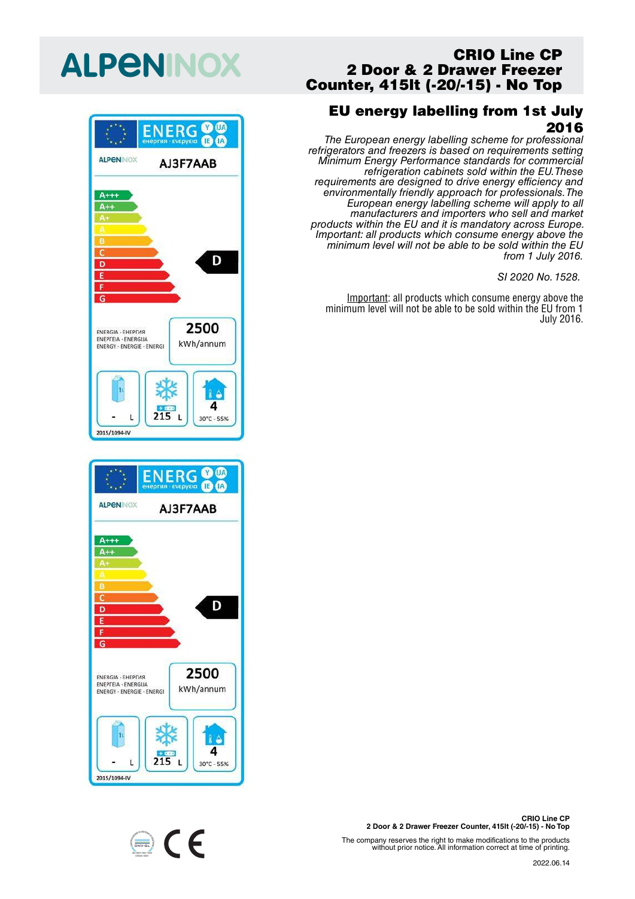# ALPENINOX

## CRIO Line CP
## 2 Door & 2 Drawer Freezer Counter, 415lt (-20/-15) - No Top

ENERG
енергия · ενεργεια

ALPENINOX AJ3F7AAB

A+++
A++
A+
A
B
C
D
E
F
G

D

ENERGIA · ЕНЕРГИЯ
ΕΝΕΡΓΕΙΑ · ENERGIJA
ENERGY · ENERGIE · ENERGI

2500 kWh/annum

- L

215 L

4
30°C - 55%

2015/1094-IV

ENERG
енергия · ενεργεια

ALPENINOX AJ3F7AAB

A+++
A++
A+
A
B
C
D
E
F
G

D

ENERGIA · ЕНЕРГИЯ
ΕΝΕΡΓΕΙΑ · ENERGIJA
ENERGY · ENERGIE · ENERGI

2500 kWh/annum

- L

215 L

4
30°C - 55%

2015/1094-IV

## EU energy labelling from 1st July 2016

*The European energy labelling scheme for professional refrigerators and freezers is based on requirements setting Minimum Energy Performance standards for commercial refrigeration cabinets sold within the EU. These requirements are designed to drive energy efficiency and environmentally friendly approach for professionals. The European energy labelling scheme will apply to all manufacturers and importers who sell and market products within the EU and it is mandatory across Europe. Important: all products which consume energy above the minimum level will not be able to be sold within the EU from 1 July 2016.*

*SI 2020 No. 1528.*

Important: all products which consume energy above the minimum level will not be able to be sold within the EU from 1 July 2016.

**CRIO Line CP**
**2 Door & 2 Drawer Freezer Counter, 415lt (-20/-15) - No Top**

The company reserves the right to make modifications to the products without prior notice. All information correct at time of printing.

2022.06.14